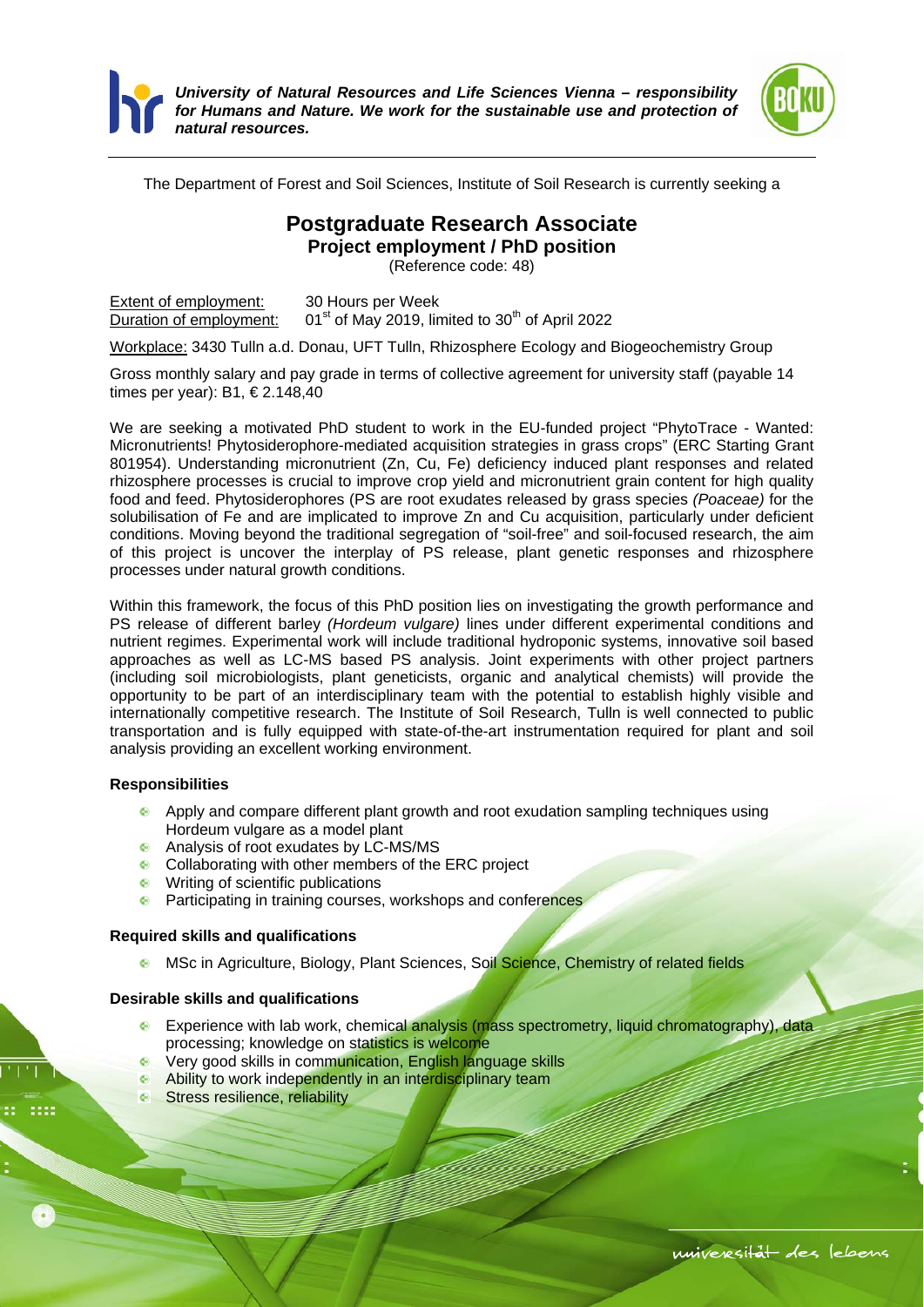*University of Natural Resources and Life Sciences Vienna – responsibility for Humans and Nature. We work for the sustainable use and protection of natural resources.*

The Department of Forest and Soil Sciences, Institute of Soil Research is currently seeking a

# Postgraduate Research Associate

## Project employment / PhD position

(Reference code: 48)

Extent of employment: 30 Hours per Week
Duration of employment: 01[st] of May 2019, limited to 30[th] of April 2022

Workplace: 3430 Tulln a.d. Donau, UFT Tulln, Rhizosphere Ecology and Biogeochemistry Group

Gross monthly salary and pay grade in terms of collective agreement for university staff (payable 14 times per year): B1, € 2.148,40

We are seeking a motivated PhD student to work in the EU-funded project "PhytoTrace - Wanted: Micronutrients! Phytosiderophore-mediated acquisition strategies in grass crops" (ERC Starting Grant 801954). Understanding micronutrient (Zn, Cu, Fe) deficiency induced plant responses and related rhizosphere processes is crucial to improve crop yield and micronutrient grain content for high quality food and feed. Phytosiderophores (PS are root exudates released by grass species *(Poaceae)* for the solubilisation of Fe and are implicated to improve Zn and Cu acquisition, particularly under deficient conditions. Moving beyond the traditional segregation of "soil-free" and soil-focused research, the aim of this project is uncover the interplay of PS release, plant genetic responses and rhizosphere processes under natural growth conditions.

Within this framework, the focus of this PhD position lies on investigating the growth performance and PS release of different barley *(Hordeum vulgare)* lines under different experimental conditions and nutrient regimes. Experimental work will include traditional hydroponic systems, innovative soil based approaches as well as LC-MS based PS analysis. Joint experiments with other project partners (including soil microbiologists, plant geneticists, organic and analytical chemists) will provide the opportunity to be part of an interdisciplinary team with the potential to establish highly visible and internationally competitive research. The Institute of Soil Research, Tulln is well connected to public transportation and is fully equipped with state-of-the-art instrumentation required for plant and soil analysis providing an excellent working environment.

**Responsibilities**

- Apply and compare different plant growth and root exudation sampling techniques using Hordeum vulgare as a model plant
- Analysis of root exudates by LC-MS/MS
- Collaborating with other members of the ERC project
- Writing of scientific publications
- Participating in training courses, workshops and conferences

**Required skills and qualifications**

- MSc in Agriculture, Biology, Plant Sciences, Soil Science, Chemistry of related fields

**Desirable skills and qualifications**

- Experience with lab work, chemical analysis (mass spectrometry, liquid chromatography), data processing; knowledge on statistics is welcome
- Very good skills in communication, English language skills
- Ability to work independently in an interdisciplinary team
- Stress resilience, reliability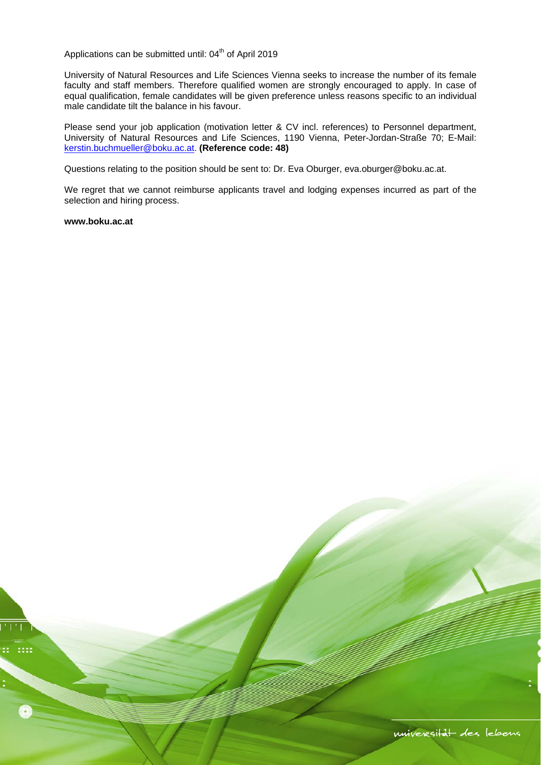Applications can be submitted until: 04th of April 2019

University of Natural Resources and Life Sciences Vienna seeks to increase the number of its female faculty and staff members. Therefore qualified women are strongly encouraged to apply. In case of equal qualification, female candidates will be given preference unless reasons specific to an individual male candidate tilt the balance in his favour.

Please send your job application (motivation letter & CV incl. references) to Personnel department, University of Natural Resources and Life Sciences, 1190 Vienna, Peter-Jordan-Straße 70; E-Mail: kerstin.buchmueller@boku.ac.at. **(Reference code: 48)**

Questions relating to the position should be sent to: Dr. Eva Oburger, eva.oburger@boku.ac.at.

We regret that we cannot reimburse applicants travel and lodging expenses incurred as part of the selection and hiring process.

**www.boku.ac.at**

universität des lebens